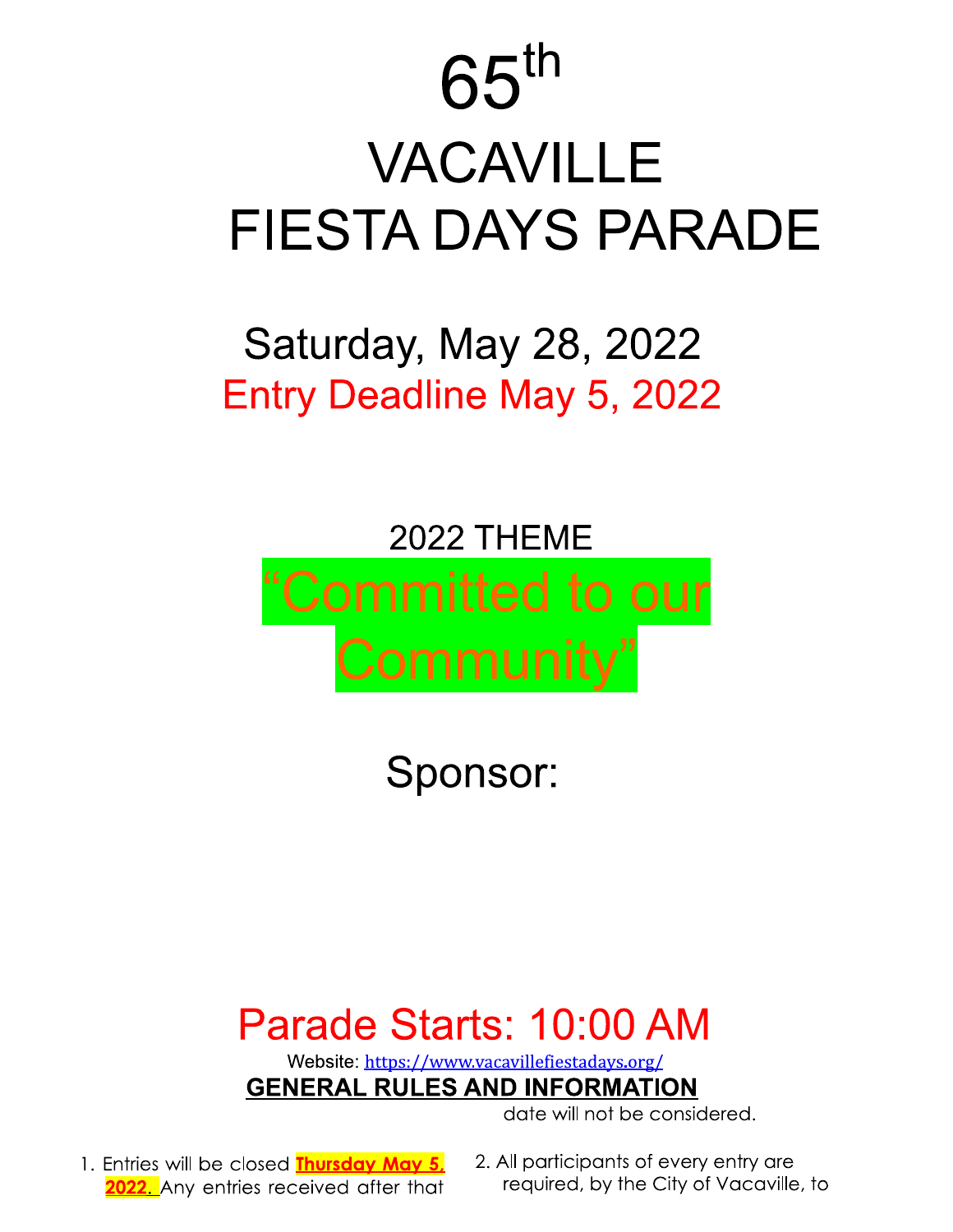# 65th

# VACAVILLE FIESTA DAYS PARADE

## Saturday, May 28, 2022

## Entry Deadline May 5, 2022

2022 THEME

## "Committed to our Community"

## Sponsor:

## Parade Starts: 10:00 AM

Website: https://www.vacavillefiestadays.org/

## GENERAL RULES AND INFORMATION

1. Entries will be closed **Thursday May 5, 2022.** Any entries received after that date will not be considered.

2. All participants of every entry are required, by the City of Vacaville, to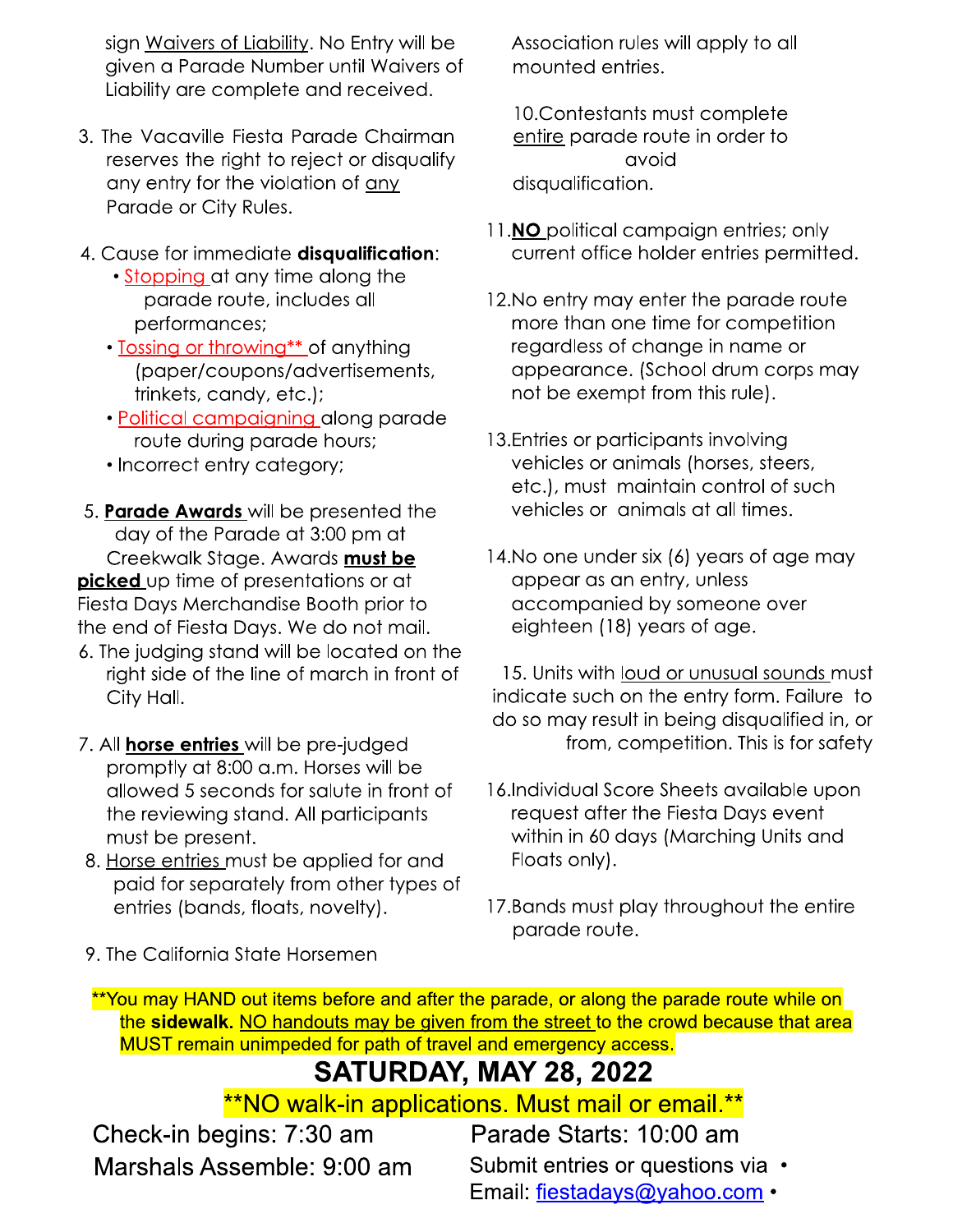sign <u>Waivers of Liability</u>. No Entry will be given a Parade Number until Waivers of Liability are complete and received.

3. The Vacaville Fiesta Parade Chairman reserves the right to reject or disqualify any entry for the violation of <u>any</u> Parade or City Rules.

4. Cause for immediate **disqualification**:
   - <u>Stopping</u> at any time along the parade route, includes all performances;
   - <u>Tossing or throwing**</u> of anything (paper/coupons/advertisements, trinkets, candy, etc.);
   - <u>Political campaigning</u> along parade route during parade hours;
   - Incorrect entry category;

5. **<u>Parade Awards</u>** will be presented the day of the Parade at 3:00 pm at Creekwalk Stage. Awards **<u>must be picked</u>** up time of presentations or at Fiesta Days Merchandise Booth prior to the end of Fiesta Days. We do not mail.

6. The judging stand will be located on the right side of the line of march in front of City Hall.

7. All **<u>horse entries</u>** will be pre-judged promptly at 8:00 a.m. Horses will be allowed 5 seconds for salute in front of the reviewing stand. All participants must be present.

8. <u>Horse entries</u> must be applied for and paid for separately from other types of entries (bands, floats, novelty).

9. The California State Horsemen Association rules will apply to all mounted entries.

10. Contestants must complete <u>entire</u> parade route in order to avoid disqualification.

11. **<u>NO</u>** political campaign entries; only current office holder entries permitted.

12. No entry may enter the parade route more than one time for competition regardless of change in name or appearance. (School drum corps may not be exempt from this rule).

13. Entries or participants involving vehicles or animals (horses, steers, etc.), must maintain control of such vehicles or animals at all times.

14. No one under six (6) years of age may appear as an entry, unless accompanied by someone over eighteen (18) years of age.

15. Units with <u>loud or unusual sounds</u> must indicate such on the entry form. Failure to do so may result in being disqualified in, or from, competition. This is for safety

16. Individual Score Sheets available upon request after the Fiesta Days event within in 60 days (Marching Units and Floats only).

17. Bands must play throughout the entire parade route.

**You may HAND out items before and after the parade, or along the parade route while on the **sidewalk.** <u>NO handouts may be given from the street</u> to the crowd because that area MUST remain unimpeded for path of travel and emergency access.

## SATURDAY, MAY 28, 2022

**NO walk-in applications. Must mail or email.**

Check-in begins: 7:30 am

Marshals Assemble: 9:00 am

Parade Starts: 10:00 am

Submit entries or questions via •
Email: fiestadays@yahoo.com •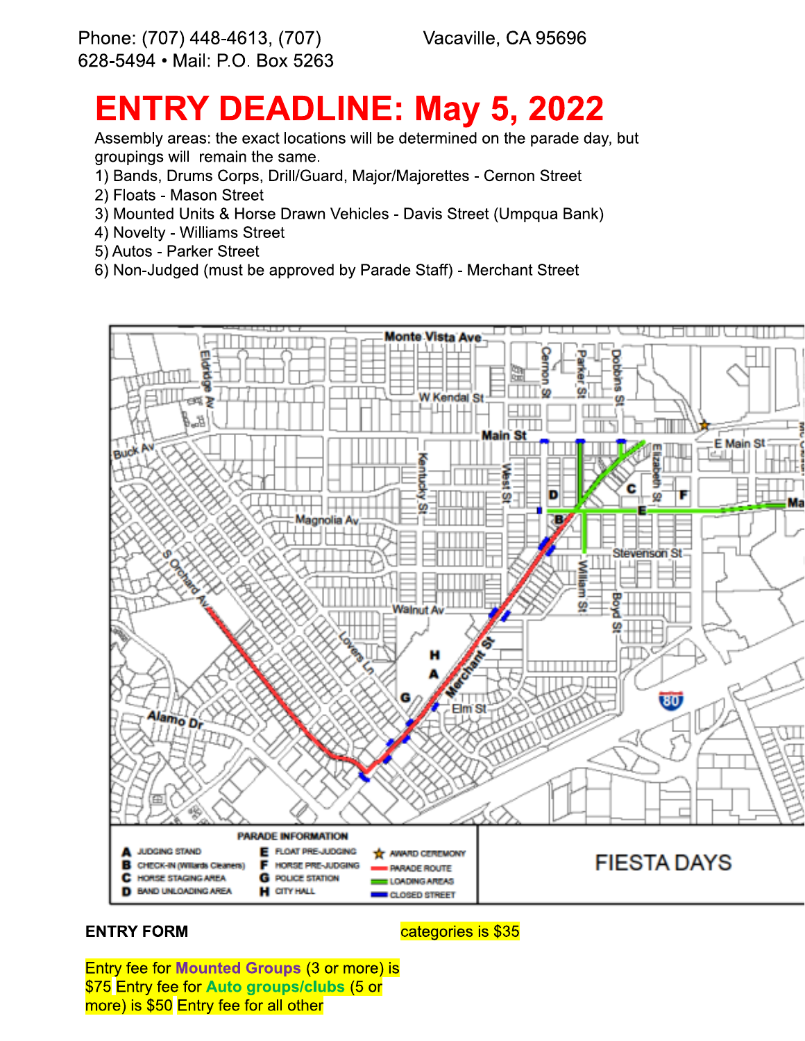Phone: (707) 448-4613, (707) 628-5494 • Mail: P.O. Box 5263 Vacaville, CA 95696

# ENTRY DEADLINE: May 5, 2022

Assembly areas: the exact locations will be determined on the parade day, but groupings will remain the same.

1) Bands, Drums Corps, Drill/Guard, Major/Majorettes - Cernon Street
2) Floats - Mason Street
3) Mounted Units & Horse Drawn Vehicles - Davis Street (Umpqua Bank)
4) Novelty - Williams Street
5) Autos - Parker Street
6) Non-Judged (must be approved by Parade Staff) - Merchant Street

PARADE INFORMATION

- A JUDGING STAND
- B CHECK-IN (Willards Cleaners)
- C HORSE STAGING AREA
- D BAND UNLOADING AREA
- E FLOAT PRE-JUDGING
- F HORSE PRE-JUDGING
- G POLICE STATION
- H CITY HALL
- ★ AWARD CEREMONY
- PARADE ROUTE
- LOADING AREAS
- CLOSED STREET

FIESTA DAYS

**ENTRY FORM**

Entry fee for **Mounted Groups** (3 or more) is $75 Entry fee for **Auto groups/clubs** (5 or more) is $50 Entry fee for all other categories is $35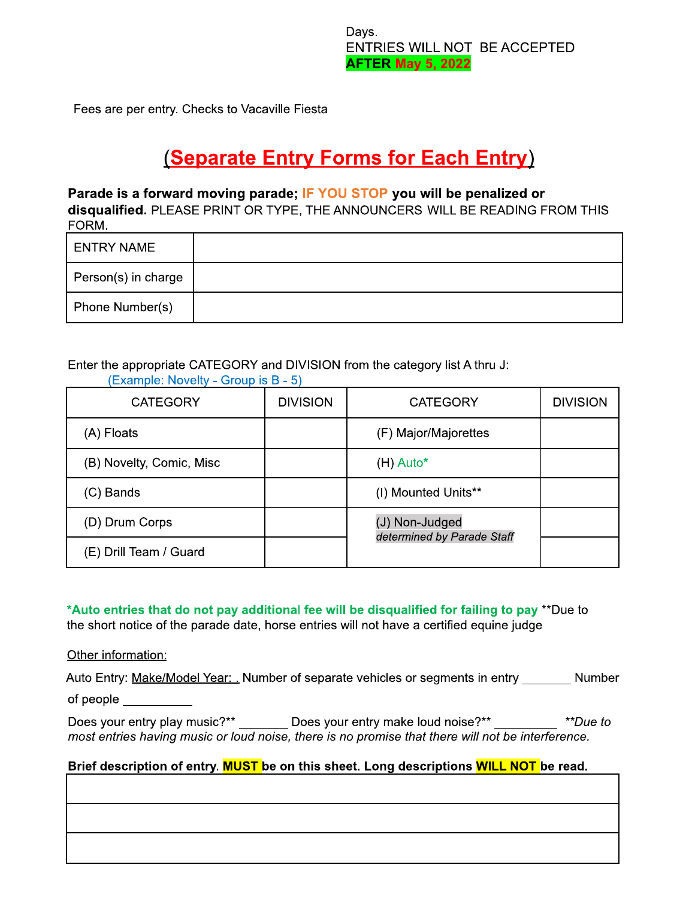Days.
ENTRIES WILL NOT BE ACCEPTED
**AFTER May 5, 2022**

Fees are per entry. Checks to Vacaville Fiesta

## (Separate Entry Forms for Each Entry)

**Parade is a forward moving parade; IF YOU STOP you will be penalized or disqualified.** PLEASE PRINT OR TYPE, THE ANNOUNCERS WILL BE READING FROM THIS FORM.

| ENTRY NAME | |
|---|---|
| Person(s) in charge | |
| Phone Number(s) | |

Enter the appropriate CATEGORY and DIVISION from the category list A thru J:
(Example: Novelty - Group is B - 5)

| CATEGORY | DIVISION | CATEGORY | DIVISION |
|---|---|---|---|
| (A) Floats | | (F) Major/Majorettes | |
| (B) Novelty, Comic, Misc | | (H) Auto* | |
| (C) Bands | | (I) Mounted Units** | |
| (D) Drum Corps | | (J) Non-Judged *determined by Parade Staff* | |
| (E) Drill Team / Guard | | | |

**\*Auto entries that do not pay additional fee will be disqualified for failing to pay** **Due to the short notice of the parade date, horse entries will not have a certified equine judge

Other information:

Auto Entry: Make/Model Year: . Number of separate vehicles or segments in entry ________ Number of people ___________

Does your entry play music?** _______ Does your entry make loud noise?** __________ ***Due to most entries having music or loud noise, there is no promise that there will not be interference.*

**Brief description of entry. MUST be on this sheet. Long descriptions WILL NOT be read.**

| |
|---|
| |
| |
| |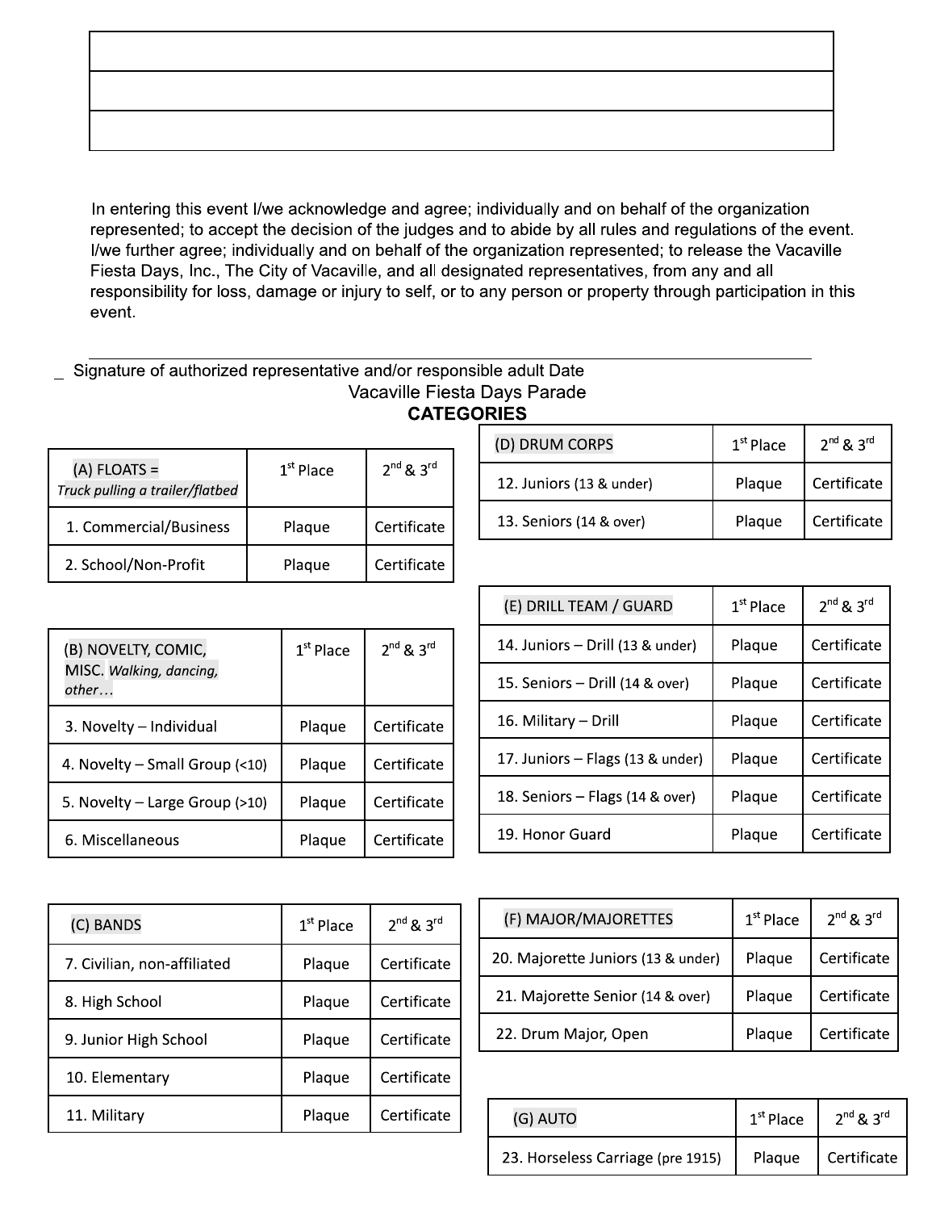| |
|---|
| |
| |
| |

In entering this event I/we acknowledge and agree; individually and on behalf of the organization represented; to accept the decision of the judges and to abide by all rules and regulations of the event. I/we further agree; individually and on behalf of the organization represented; to release the Vacaville Fiesta Days, Inc., The City of Vacaville, and all designated representatives, from any and all responsibility for loss, damage or injury to self, or to any person or property through participation in this event.

_______________________________________________________________________________

_ Signature of authorized representative and/or responsible adult Date

Vacaville Fiesta Days Parade

**CATEGORIES**

| (A) FLOATS = *Truck pulling a trailer/flatbed* | 1st Place | 2nd & 3rd |
|---|---|---|
| 1. Commercial/Business | Plaque | Certificate |
| 2. School/Non-Profit | Plaque | Certificate |

| (B) NOVELTY, COMIC, MISC. *Walking, dancing, other…* | 1st Place | 2nd & 3rd |
|---|---|---|
| 3. Novelty – Individual | Plaque | Certificate |
| 4. Novelty – Small Group (<10) | Plaque | Certificate |
| 5. Novelty – Large Group (>10) | Plaque | Certificate |
| 6. Miscellaneous | Plaque | Certificate |

| (C) BANDS | 1st Place | 2nd & 3rd |
|---|---|---|
| 7. Civilian, non-affiliated | Plaque | Certificate |
| 8. High School | Plaque | Certificate |
| 9. Junior High School | Plaque | Certificate |
| 10. Elementary | Plaque | Certificate |
| 11. Military | Plaque | Certificate |

| (D) DRUM CORPS | 1st Place | 2nd & 3rd |
|---|---|---|
| 12. Juniors (13 & under) | Plaque | Certificate |
| 13. Seniors (14 & over) | Plaque | Certificate |

| (E) DRILL TEAM / GUARD | 1st Place | 2nd & 3rd |
|---|---|---|
| 14. Juniors – Drill (13 & under) | Plaque | Certificate |
| 15. Seniors – Drill (14 & over) | Plaque | Certificate |
| 16. Military – Drill | Plaque | Certificate |
| 17. Juniors – Flags (13 & under) | Plaque | Certificate |
| 18. Seniors – Flags (14 & over) | Plaque | Certificate |
| 19. Honor Guard | Plaque | Certificate |

| (F) MAJOR/MAJORETTES | 1st Place | 2nd & 3rd |
|---|---|---|
| 20. Majorette Juniors (13 & under) | Plaque | Certificate |
| 21. Majorette Senior (14 & over) | Plaque | Certificate |
| 22. Drum Major, Open | Plaque | Certificate |

| (G) AUTO | 1st Place | 2nd & 3rd |
|---|---|---|
| 23. Horseless Carriage (pre 1915) | Plaque | Certificate |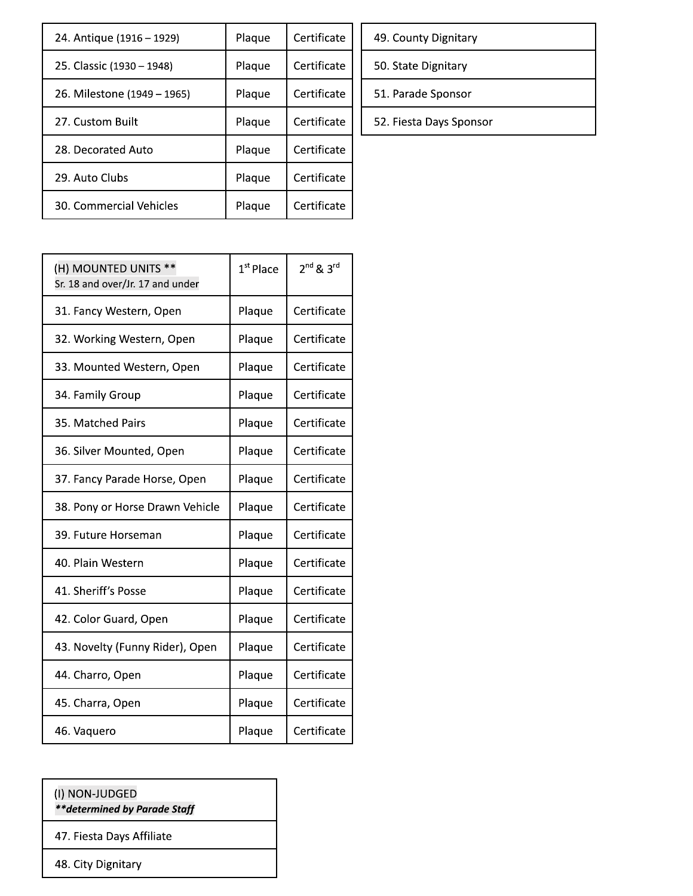| | | |
|---|---|---|
| 24. Antique (1916 – 1929) | Plaque | Certificate |
| 25. Classic (1930 – 1948) | Plaque | Certificate |
| 26. Milestone (1949 – 1965) | Plaque | Certificate |
| 27. Custom Built | Plaque | Certificate |
| 28. Decorated Auto | Plaque | Certificate |
| 29. Auto Clubs | Plaque | Certificate |
| 30. Commercial Vehicles | Plaque | Certificate |

| (H) MOUNTED UNITS ** Sr. 18 and over/Jr. 17 and under | 1st Place | 2nd & 3rd |
|---|---|---|
| 31. Fancy Western, Open | Plaque | Certificate |
| 32. Working Western, Open | Plaque | Certificate |
| 33. Mounted Western, Open | Plaque | Certificate |
| 34. Family Group | Plaque | Certificate |
| 35. Matched Pairs | Plaque | Certificate |
| 36. Silver Mounted, Open | Plaque | Certificate |
| 37. Fancy Parade Horse, Open | Plaque | Certificate |
| 38. Pony or Horse Drawn Vehicle | Plaque | Certificate |
| 39. Future Horseman | Plaque | Certificate |
| 40. Plain Western | Plaque | Certificate |
| 41. Sheriff's Posse | Plaque | Certificate |
| 42. Color Guard, Open | Plaque | Certificate |
| 43. Novelty (Funny Rider), Open | Plaque | Certificate |
| 44. Charro, Open | Plaque | Certificate |
| 45. Charra, Open | Plaque | Certificate |
| 46. Vaquero | Plaque | Certificate |

| (I) NON-JUDGED ***\*\*determined by Parade Staff*** |
|---|
| 47. Fiesta Days Affiliate |
| 48. City Dignitary |
| 49. County Dignitary |
| 50. State Dignitary |
| 51. Parade Sponsor |
| 52. Fiesta Days Sponsor |